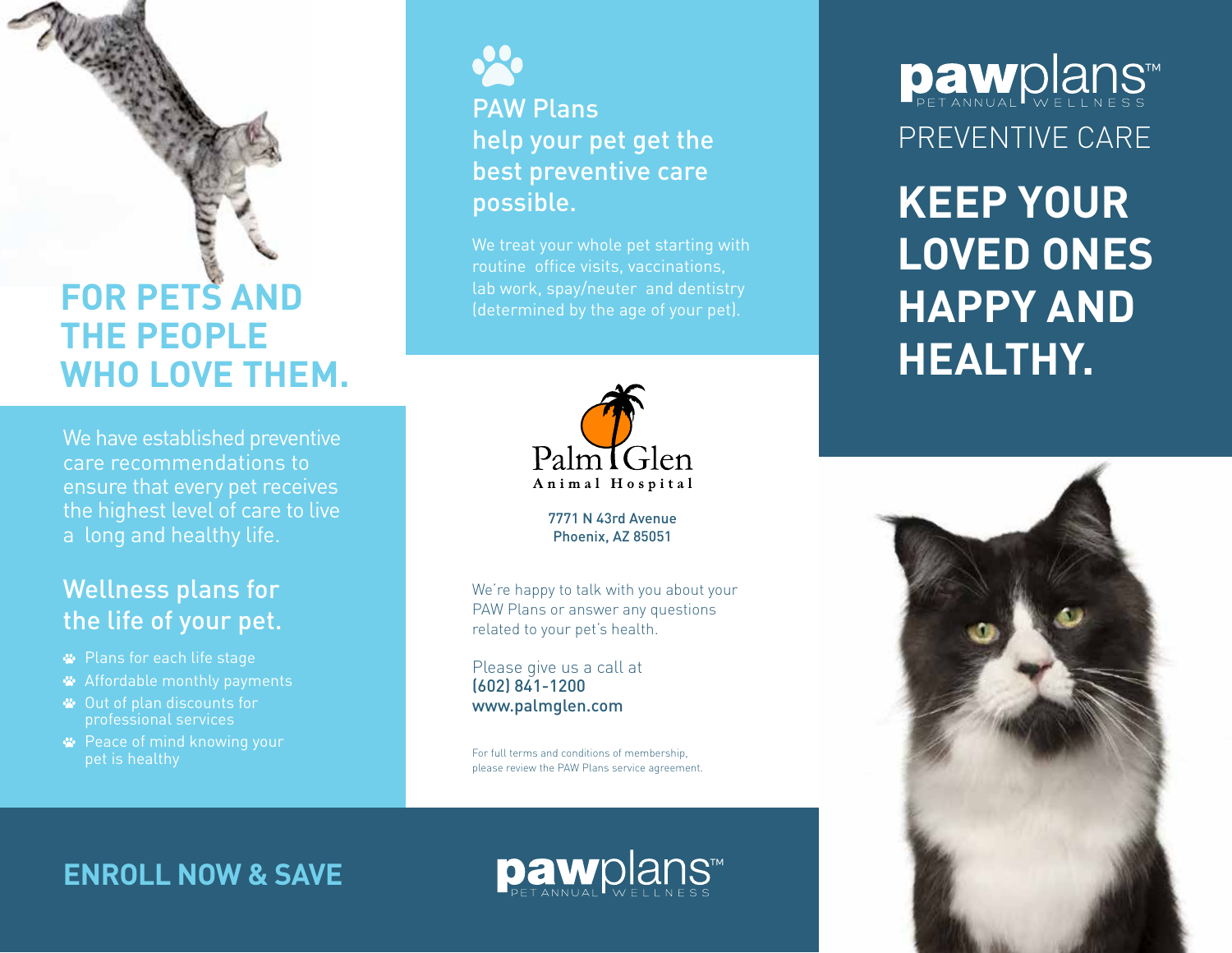# FOR PETS AND THE PEOPLE WHO LOVE THEM.

We have established preventive care recommendations to ensure that every pet receives the highest level of care to live a long and healthy life.

## Wellness plans for the life of your pet.

- Plans for each life stage
- Affordable monthly payments
- Out of plan discounts for professional services
- Peace of mind knowing your pet is healthy

**ENROLL NOW & SAVE**

## PAW Plans help your pet get the best preventive care possible.

We treat your whole pet starting with routine office visits, vaccinations, lab work, spay/neuter and dentistry (determined by the age of your pet).

Palm Glen Animal Hospital

7771 N 43rd Avenue
Phoenix, AZ 85051

We're happy to talk with you about your PAW Plans or answer any questions related to your pet's health.

Please give us a call at
(602) 841-1200
www.palmglen.com

For full terms and conditions of membership, please review the PAW Plans service agreement.

pawplans™ PET ANNUAL WELLNESS

# pawplans™ PET ANNUAL WELLNESS

## PREVENTIVE CARE

# KEEP YOUR LOVED ONES HAPPY AND HEALTHY.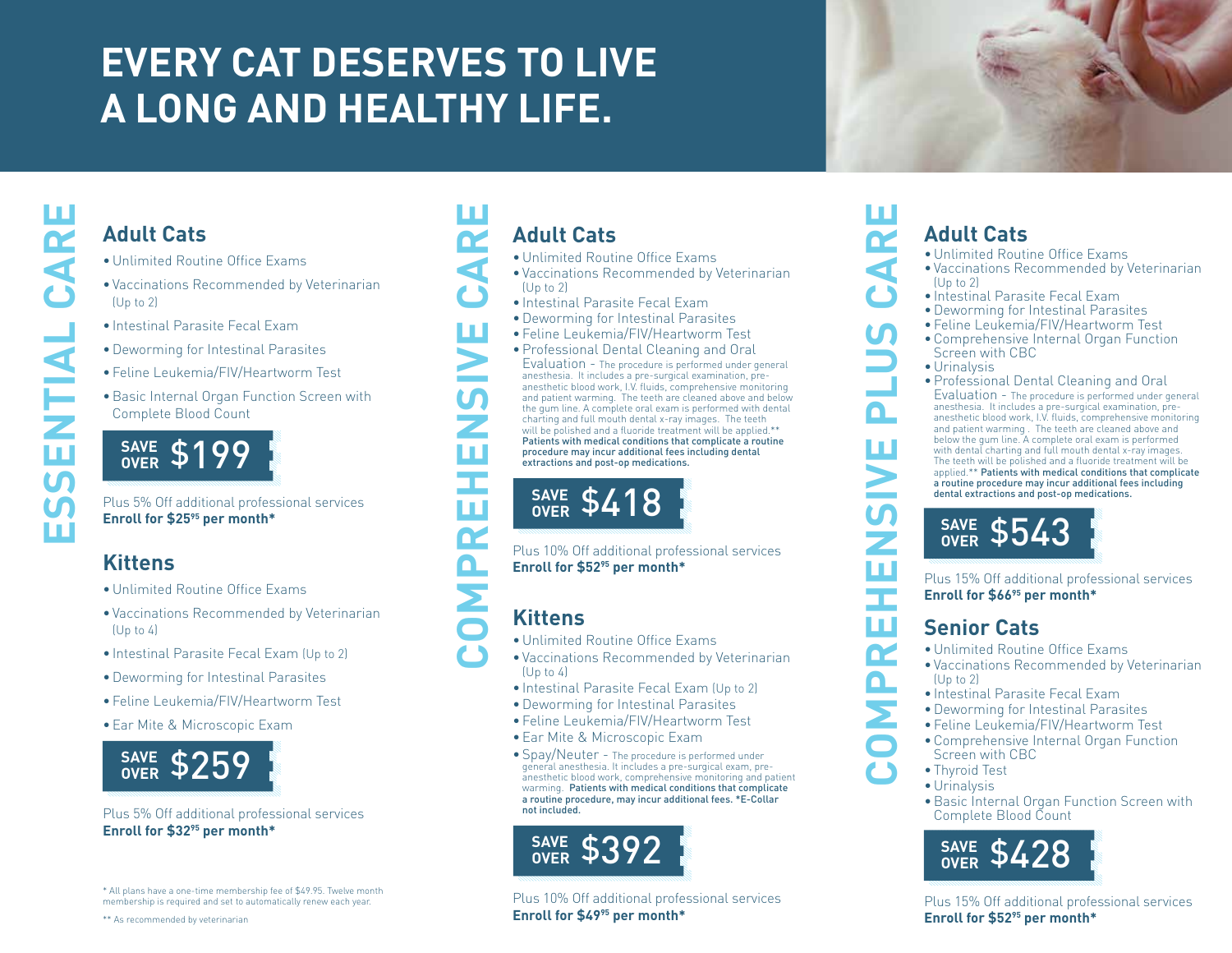# EVERY CAT DESERVES TO LIVE A LONG AND HEALTHY LIFE.

## ESSENTIAL CARE

### Adult Cats

- Unlimited Routine Office Exams
- Vaccinations Recommended by Veterinarian (Up to 2)
- Intestinal Parasite Fecal Exam
- Deworming for Intestinal Parasites
- Feline Leukemia/FIV/Heartworm Test
- Basic Internal Organ Function Screen with Complete Blood Count

**SAVE OVER $199**

Plus 5% Off additional professional services
**Enroll for $25[95] per month***

### Kittens

- Unlimited Routine Office Exams
- Vaccinations Recommended by Veterinarian (Up to 4)
- Intestinal Parasite Fecal Exam (Up to 2)
- Deworming for Intestinal Parasites
- Feline Leukemia/FIV/Heartworm Test
- Ear Mite & Microscopic Exam

**SAVE OVER $259**

Plus 5% Off additional professional services
**Enroll for $32[95] per month***

\* All plans have a one-time membership fee of $49.95. Twelve month membership is required and set to automatically renew each year.

\*\* As recommended by veterinarian

## COMPREHENSIVE CARE

### Adult Cats

- Unlimited Routine Office Exams
- Vaccinations Recommended by Veterinarian (Up to 2)
- Intestinal Parasite Fecal Exam
- Deworming for Intestinal Parasites
- Feline Leukemia/FIV/Heartworm Test
- Professional Dental Cleaning and Oral Evaluation - The procedure is performed under general anesthesia. It includes a pre-surgical examination, pre-anesthetic blood work, I.V. fluids, comprehensive monitoring and patient warming. The teeth are cleaned above and below the gum line. A complete oral exam is performed with dental charting and full mouth dental x-ray images. The teeth will be polished and a fluoride treatment will be applied.** **Patients with medical conditions that complicate a routine procedure may incur additional fees including dental extractions and post-op medications.**

**SAVE OVER $418**

Plus 10% Off additional professional services
**Enroll for $52[95] per month***

### Kittens

- Unlimited Routine Office Exams
- Vaccinations Recommended by Veterinarian (Up to 4)
- Intestinal Parasite Fecal Exam (Up to 2)
- Deworming for Intestinal Parasites
- Feline Leukemia/FIV/Heartworm Test
- Ear Mite & Microscopic Exam
- Spay/Neuter - The procedure is performed under general anesthesia. It includes a pre-surgical exam, pre-anesthetic blood work, comprehensive monitoring and patient warming. **Patients with medical conditions that complicate a routine procedure, may incur additional fees. *E-Collar not included.**

**SAVE OVER $392**

Plus 10% Off additional professional services
**Enroll for $49[95] per month***

## COMPREHENSIVE PLUS CARE

### Adult Cats

- Unlimited Routine Office Exams
- Vaccinations Recommended by Veterinarian (Up to 2)
- Intestinal Parasite Fecal Exam
- Deworming for Intestinal Parasites
- Feline Leukemia/FIV/Heartworm Test
- Comprehensive Internal Organ Function Screen with CBC
- Urinalysis
- Professional Dental Cleaning and Oral Evaluation - The procedure is performed under general anesthesia. It includes a pre-surgical examination, pre-anesthetic blood work, I.V. fluids, comprehensive monitoring and patient warming . The teeth are cleaned above and below the gum line. A complete oral exam is performed with dental charting and full mouth dental x-ray images. The teeth will be polished and a fluoride treatment will be applied.** **Patients with medical conditions that complicate a routine procedure may incur additional fees including dental extractions and post-op medications.**

**SAVE OVER $543**

Plus 15% Off additional professional services
**Enroll for $66[95] per month***

### Senior Cats

- Unlimited Routine Office Exams
- Vaccinations Recommended by Veterinarian (Up to 2)
- Intestinal Parasite Fecal Exam
- Deworming for Intestinal Parasites
- Feline Leukemia/FIV/Heartworm Test
- Comprehensive Internal Organ Function Screen with CBC
- Thyroid Test
- Urinalysis
- Basic Internal Organ Function Screen with Complete Blood Count

**SAVE OVER $428**

Plus 15% Off additional professional services
**Enroll for $52[95] per month***